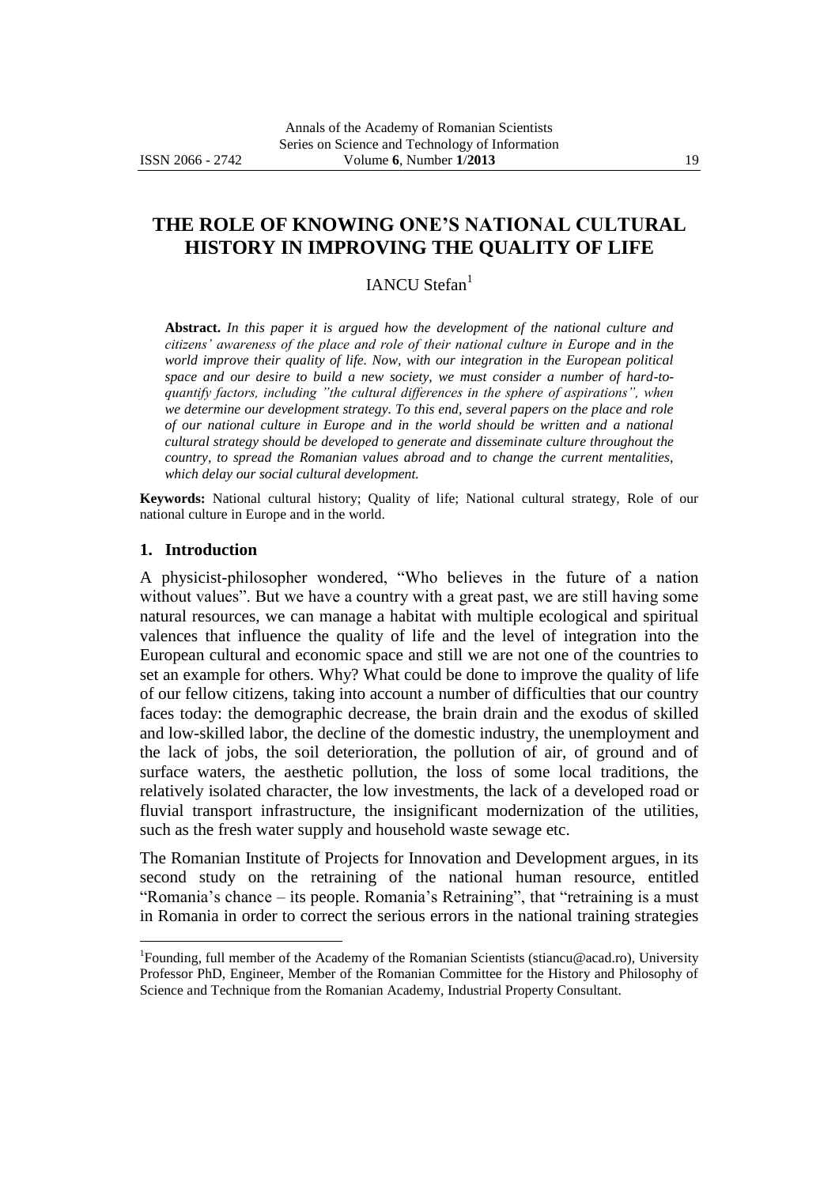# THE ROLE OF KNOWING ONE'S NATIONAL CULTURAL HISTORY IN IMPROVING THE QUALITY OF LIFE

IANCU Stefan[1]

**Abstract.** *In this paper it is argued how the development of the national culture and citizens' awareness of the place and role of their national culture in Europe and in the world improve their quality of life. Now, with our integration in the European political space and our desire to build a new society, we must consider a number of hard-to-quantify factors, including "the cultural differences in the sphere of aspirations", when we determine our development strategy. To this end, several papers on the place and role of our national culture in Europe and in the world should be written and a national cultural strategy should be developed to generate and disseminate culture throughout the country, to spread the Romanian values abroad and to change the current mentalities, which delay our social cultural development.*

**Keywords:** National cultural history; Quality of life; National cultural strategy, Role of our national culture in Europe and in the world.

## 1. Introduction

A physicist-philosopher wondered, "Who believes in the future of a nation without values". But we have a country with a great past, we are still having some natural resources, we can manage a habitat with multiple ecological and spiritual valences that influence the quality of life and the level of integration into the European cultural and economic space and still we are not one of the countries to set an example for others. Why? What could be done to improve the quality of life of our fellow citizens, taking into account a number of difficulties that our country faces today: the demographic decrease, the brain drain and the exodus of skilled and low-skilled labor, the decline of the domestic industry, the unemployment and the lack of jobs, the soil deterioration, the pollution of air, of ground and of surface waters, the aesthetic pollution, the loss of some local traditions, the relatively isolated character, the low investments, the lack of a developed road or fluvial transport infrastructure, the insignificant modernization of the utilities, such as the fresh water supply and household waste sewage etc.

The Romanian Institute of Projects for Innovation and Development argues, in its second study on the retraining of the national human resource, entitled "Romania's chance – its people. Romania's Retraining", that "retraining is a must in Romania in order to correct the serious errors in the national training strategies

---

[1]Founding, full member of the Academy of the Romanian Scientists (stiancu@acad.ro), University Professor PhD, Engineer, Member of the Romanian Committee for the History and Philosophy of Science and Technique from the Romanian Academy, Industrial Property Consultant.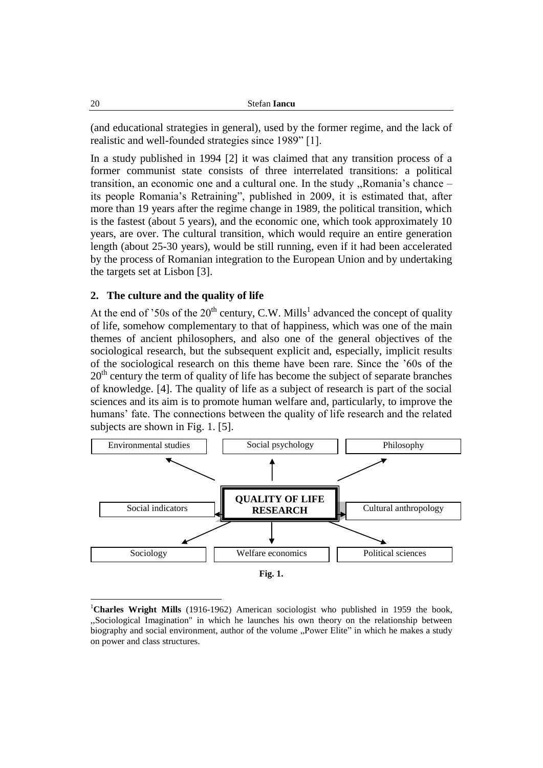(and educational strategies in general), used by the former regime, and the lack of realistic and well-founded strategies since 1989" [1].

In a study published in 1994 [2] it was claimed that any transition process of a former communist state consists of three interrelated transitions: a political transition, an economic one and a cultural one. In the study ,,Romania's chance – its people Romania's Retraining", published in 2009, it is estimated that, after more than 19 years after the regime change in 1989, the political transition, which is the fastest (about 5 years), and the economic one, which took approximately 10 years, are over. The cultural transition, which would require an entire generation length (about 25-30 years), would be still running, even if it had been accelerated by the process of Romanian integration to the European Union and by undertaking the targets set at Lisbon [3].

## 2. The culture and the quality of life

At the end of '50s of the $20^{th}$ century, C.W. Mills[1] advanced the concept of quality of life, somehow complementary to that of happiness, which was one of the main themes of ancient philosophers, and also one of the general objectives of the sociological research, but the subsequent explicit and, especially, implicit results of the sociological research on this theme have been rare. Since the '60s of the $20^{th}$ century the term of quality of life has become the subject of separate branches of knowledge. [4]. The quality of life as a subject of research is part of the social sciences and its aim is to promote human welfare and, particularly, to improve the humans' fate. The connections between the quality of life research and the related subjects are shown in Fig. 1. [5].

**QUALITY OF LIFE RESEARCH** → Environmental studies, Social psychology, Philosophy, Social indicators, Cultural anthropology, Sociology, Welfare economics, Political sciences

**Fig. 1.**

---

[1] **Charles Wright Mills** (1916-1962) American sociologist who published in 1959 the book, ,,Sociological Imagination" in which he launches his own theory on the relationship between biography and social environment, author of the volume ,,Power Elite" in which he makes a study on power and class structures.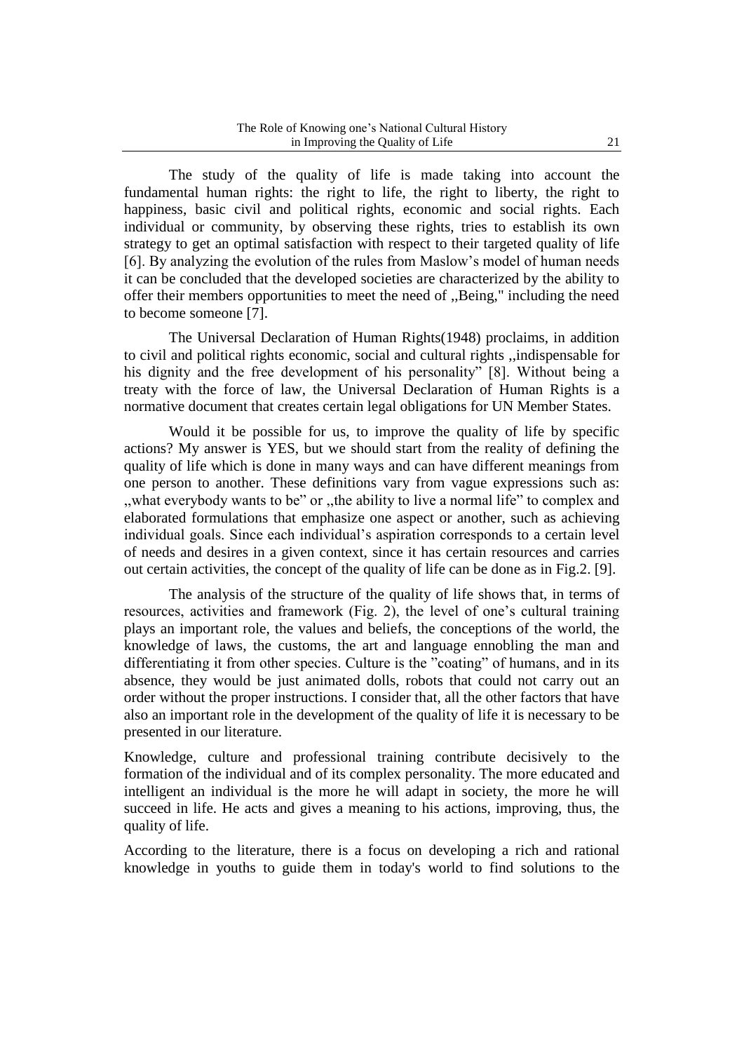The study of the quality of life is made taking into account the fundamental human rights: the right to life, the right to liberty, the right to happiness, basic civil and political rights, economic and social rights. Each individual or community, by observing these rights, tries to establish its own strategy to get an optimal satisfaction with respect to their targeted quality of life [6]. By analyzing the evolution of the rules from Maslow's model of human needs it can be concluded that the developed societies are characterized by the ability to offer their members opportunities to meet the need of ,,Being," including the need to become someone [7].

The Universal Declaration of Human Rights(1948) proclaims, in addition to civil and political rights economic, social and cultural rights ,,indispensable for his dignity and the free development of his personality" [8]. Without being a treaty with the force of law, the Universal Declaration of Human Rights is a normative document that creates certain legal obligations for UN Member States.

Would it be possible for us, to improve the quality of life by specific actions? My answer is YES, but we should start from the reality of defining the quality of life which is done in many ways and can have different meanings from one person to another. These definitions vary from vague expressions such as: ,,what everybody wants to be" or ,,the ability to live a normal life" to complex and elaborated formulations that emphasize one aspect or another, such as achieving individual goals. Since each individual's aspiration corresponds to a certain level of needs and desires in a given context, since it has certain resources and carries out certain activities, the concept of the quality of life can be done as in Fig.2. [9].

The analysis of the structure of the quality of life shows that, in terms of resources, activities and framework (Fig. 2), the level of one's cultural training plays an important role, the values and beliefs, the conceptions of the world, the knowledge of laws, the customs, the art and language ennobling the man and differentiating it from other species. Culture is the "coating" of humans, and in its absence, they would be just animated dolls, robots that could not carry out an order without the proper instructions. I consider that, all the other factors that have also an important role in the development of the quality of life it is necessary to be presented in our literature.

Knowledge, culture and professional training contribute decisively to the formation of the individual and of its complex personality. The more educated and intelligent an individual is the more he will adapt in society, the more he will succeed in life. He acts and gives a meaning to his actions, improving, thus, the quality of life.

According to the literature, there is a focus on developing a rich and rational knowledge in youths to guide them in today's world to find solutions to the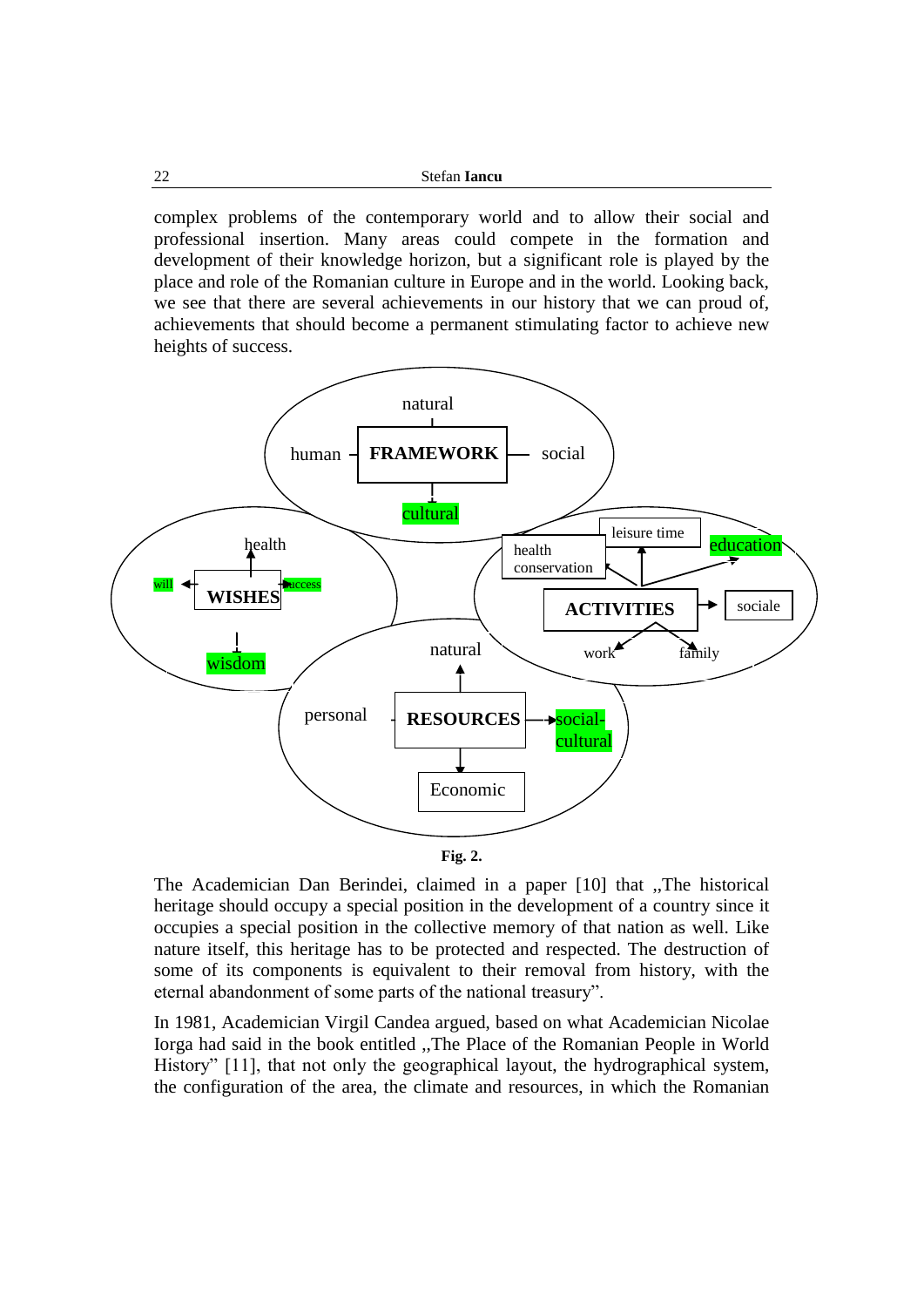complex problems of the contemporary world and to allow their social and professional insertion. Many areas could compete in the formation and development of their knowledge horizon, but a significant role is played by the place and role of the Romanian culture in Europe and in the world. Looking back, we see that there are several achievements in our history that we can proud of, achievements that should become a permanent stimulating factor to achieve new heights of success.

natural

human – **FRAMEWORK** — social

cultural

health

will ← **WISHES** → success

wisdom

leisure time

health conservation

education

**ACTIVITIES** → sociale

work family

natural

personal **RESOURCES** → social-cultural

Economic

**Fig. 2.**

The Academician Dan Berindei, claimed in a paper [10] that ,,The historical heritage should occupy a special position in the development of a country since it occupies a special position in the collective memory of that nation as well. Like nature itself, this heritage has to be protected and respected. The destruction of some of its components is equivalent to their removal from history, with the eternal abandonment of some parts of the national treasury".

In 1981, Academician Virgil Candea argued, based on what Academician Nicolae Iorga had said in the book entitled ,,The Place of the Romanian People in World History" [11], that not only the geographical layout, the hydrographical system, the configuration of the area, the climate and resources, in which the Romanian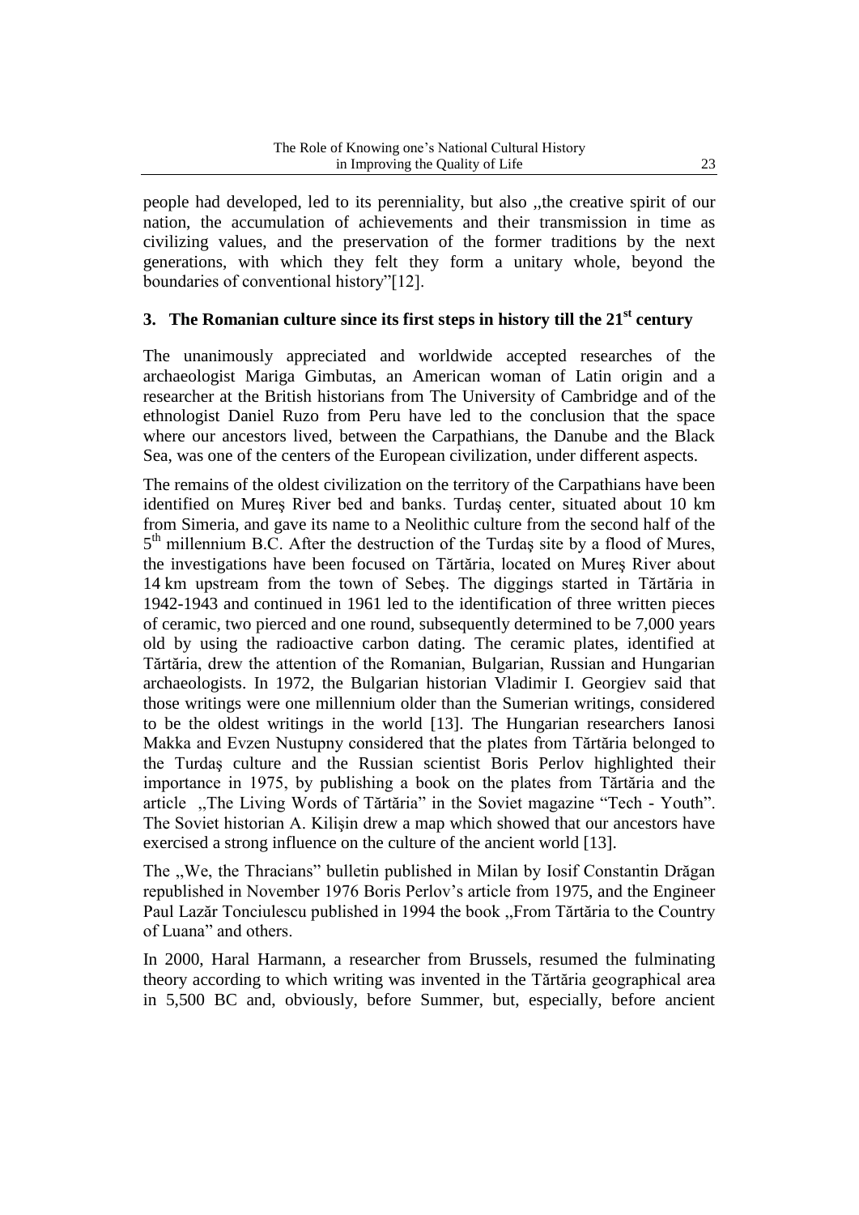people had developed, led to its perenniality, but also „the creative spirit of our nation, the accumulation of achievements and their transmission in time as civilizing values, and the preservation of the former traditions by the next generations, with which they felt they form a unitary whole, beyond the boundaries of conventional history"[12].

## 3. The Romanian culture since its first steps in history till the 21st century

The unanimously appreciated and worldwide accepted researches of the archaeologist Mariga Gimbutas, an American woman of Latin origin and a researcher at the British historians from The University of Cambridge and of the ethnologist Daniel Ruzo from Peru have led to the conclusion that the space where our ancestors lived, between the Carpathians, the Danube and the Black Sea, was one of the centers of the European civilization, under different aspects.

The remains of the oldest civilization on the territory of the Carpathians have been identified on Mureş River bed and banks. Turdaş center, situated about 10 km from Simeria, and gave its name to a Neolithic culture from the second half of the 5th millennium B.C. After the destruction of the Turdaş site by a flood of Mures, the investigations have been focused on Tărtăria, located on Mureş River about 14 km upstream from the town of Sebeş. The diggings started in Tărtăria in 1942-1943 and continued in 1961 led to the identification of three written pieces of ceramic, two pierced and one round, subsequently determined to be 7,000 years old by using the radioactive carbon dating. The ceramic plates, identified at Tărtăria, drew the attention of the Romanian, Bulgarian, Russian and Hungarian archaeologists. In 1972, the Bulgarian historian Vladimir I. Georgiev said that those writings were one millennium older than the Sumerian writings, considered to be the oldest writings in the world [13]. The Hungarian researchers Ianosi Makka and Evzen Nustupny considered that the plates from Tărtăria belonged to the Turdaş culture and the Russian scientist Boris Perlov highlighted their importance in 1975, by publishing a book on the plates from Tărtăria and the article „The Living Words of Tărtăria" in the Soviet magazine "Tech - Youth". The Soviet historian A. Kilişin drew a map which showed that our ancestors have exercised a strong influence on the culture of the ancient world [13].

The „We, the Thracians" bulletin published in Milan by Iosif Constantin Drăgan republished in November 1976 Boris Perlov's article from 1975, and the Engineer Paul Lazăr Tonciulescu published in 1994 the book „From Tărtăria to the Country of Luana" and others.

In 2000, Haral Harmann, a researcher from Brussels, resumed the fulminating theory according to which writing was invented in the Tărtăria geographical area in 5,500 BC and, obviously, before Summer, but, especially, before ancient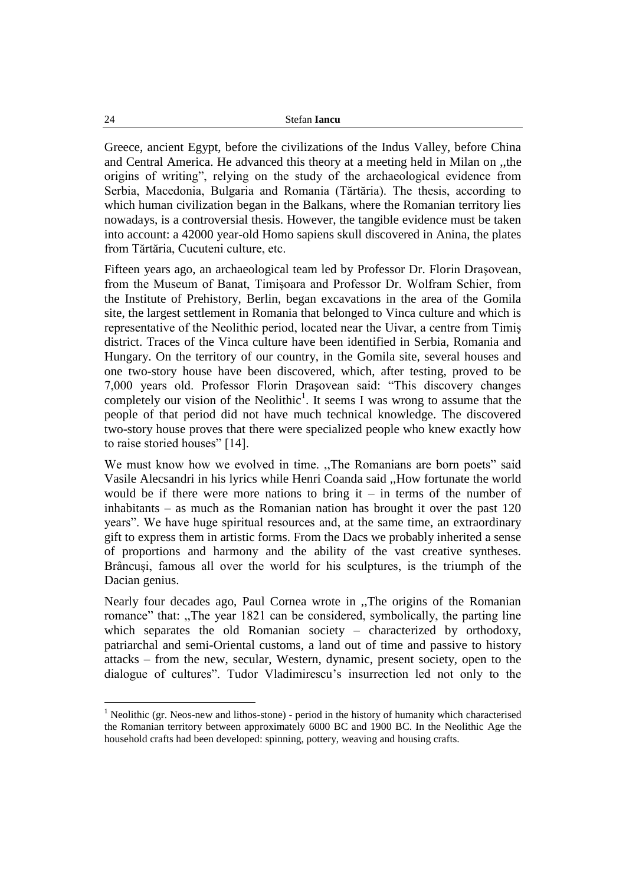Greece, ancient Egypt, before the civilizations of the Indus Valley, before China and Central America. He advanced this theory at a meeting held in Milan on ,,the origins of writing", relying on the study of the archaeological evidence from Serbia, Macedonia, Bulgaria and Romania (Tărtăria). The thesis, according to which human civilization began in the Balkans, where the Romanian territory lies nowadays, is a controversial thesis. However, the tangible evidence must be taken into account: a 42000 year-old Homo sapiens skull discovered in Anina, the plates from Tărtăria, Cucuteni culture, etc.

Fifteen years ago, an archaeological team led by Professor Dr. Florin Draşovean, from the Museum of Banat, Timişoara and Professor Dr. Wolfram Schier, from the Institute of Prehistory, Berlin, began excavations in the area of the Gomila site, the largest settlement in Romania that belonged to Vinca culture and which is representative of the Neolithic period, located near the Uivar, a centre from Timiş district. Traces of the Vinca culture have been identified in Serbia, Romania and Hungary. On the territory of our country, in the Gomila site, several houses and one two-story house have been discovered, which, after testing, proved to be 7,000 years old. Professor Florin Draşovean said: "This discovery changes completely our vision of the Neolithic[1]. It seems I was wrong to assume that the people of that period did not have much technical knowledge. The discovered two-story house proves that there were specialized people who knew exactly how to raise storied houses" [14].

We must know how we evolved in time. ,,The Romanians are born poets" said Vasile Alecsandri in his lyrics while Henri Coanda said ,,How fortunate the world would be if there were more nations to bring it – in terms of the number of inhabitants – as much as the Romanian nation has brought it over the past 120 years". We have huge spiritual resources and, at the same time, an extraordinary gift to express them in artistic forms. From the Dacs we probably inherited a sense of proportions and harmony and the ability of the vast creative syntheses. Brâncuşi, famous all over the world for his sculptures, is the triumph of the Dacian genius.

Nearly four decades ago, Paul Cornea wrote in ,,The origins of the Romanian romance" that: ,,The year 1821 can be considered, symbolically, the parting line which separates the old Romanian society – characterized by orthodoxy, patriarchal and semi-Oriental customs, a land out of time and passive to history attacks – from the new, secular, Western, dynamic, present society, open to the dialogue of cultures". Tudor Vladimirescu's insurrection led not only to the

[1] Neolithic (gr. Neos-new and lithos-stone) - period in the history of humanity which characterised the Romanian territory between approximately 6000 BC and 1900 BC. In the Neolithic Age the household crafts had been developed: spinning, pottery, weaving and housing crafts.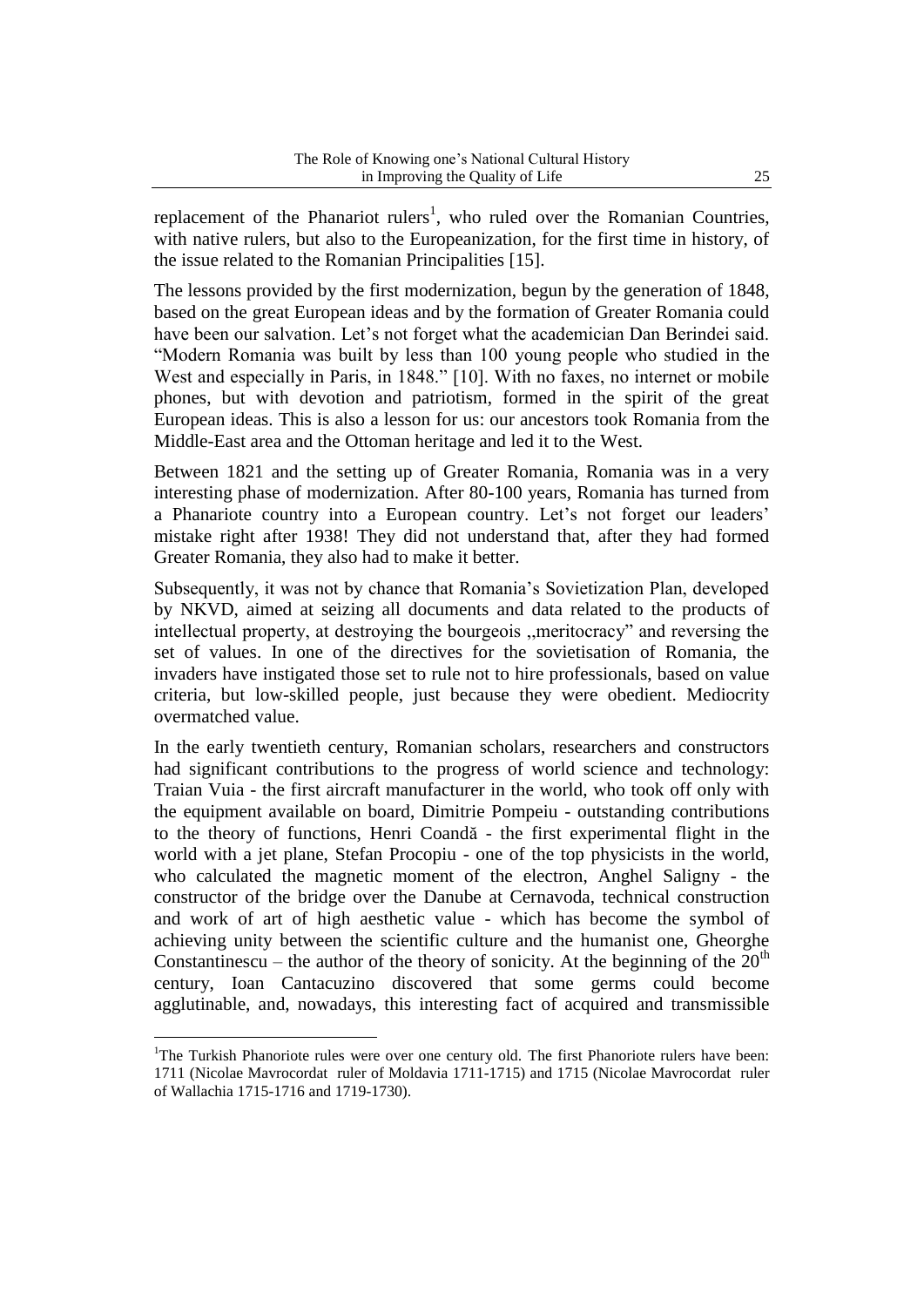replacement of the Phanariot rulers[1], who ruled over the Romanian Countries, with native rulers, but also to the Europeanization, for the first time in history, of the issue related to the Romanian Principalities [15].

The lessons provided by the first modernization, begun by the generation of 1848, based on the great European ideas and by the formation of Greater Romania could have been our salvation. Let's not forget what the academician Dan Berindei said. "Modern Romania was built by less than 100 young people who studied in the West and especially in Paris, in 1848." [10]. With no faxes, no internet or mobile phones, but with devotion and patriotism, formed in the spirit of the great European ideas. This is also a lesson for us: our ancestors took Romania from the Middle-East area and the Ottoman heritage and led it to the West.

Between 1821 and the setting up of Greater Romania, Romania was in a very interesting phase of modernization. After 80-100 years, Romania has turned from a Phanariote country into a European country. Let's not forget our leaders' mistake right after 1938! They did not understand that, after they had formed Greater Romania, they also had to make it better.

Subsequently, it was not by chance that Romania's Sovietization Plan, developed by NKVD, aimed at seizing all documents and data related to the products of intellectual property, at destroying the bourgeois ,,meritocracy" and reversing the set of values. In one of the directives for the sovietisation of Romania, the invaders have instigated those set to rule not to hire professionals, based on value criteria, but low-skilled people, just because they were obedient. Mediocrity overmatched value.

In the early twentieth century, Romanian scholars, researchers and constructors had significant contributions to the progress of world science and technology: Traian Vuia - the first aircraft manufacturer in the world, who took off only with the equipment available on board, Dimitrie Pompeiu - outstanding contributions to the theory of functions, Henri Coandă - the first experimental flight in the world with a jet plane, Stefan Procopiu - one of the top physicists in the world, who calculated the magnetic moment of the electron, Anghel Saligny - the constructor of the bridge over the Danube at Cernavoda, technical construction and work of art of high aesthetic value - which has become the symbol of achieving unity between the scientific culture and the humanist one, Gheorghe Constantinescu – the author of the theory of sonicity. At the beginning of the 20th century, Ioan Cantacuzino discovered that some germs could become agglutinable, and, nowadays, this interesting fact of acquired and transmissible

---

[1] The Turkish Phanoriote rules were over one century old. The first Phanoriote rulers have been: 1711 (Nicolae Mavrocordat ruler of Moldavia 1711-1715) and 1715 (Nicolae Mavrocordat ruler of Wallachia 1715-1716 and 1719-1730).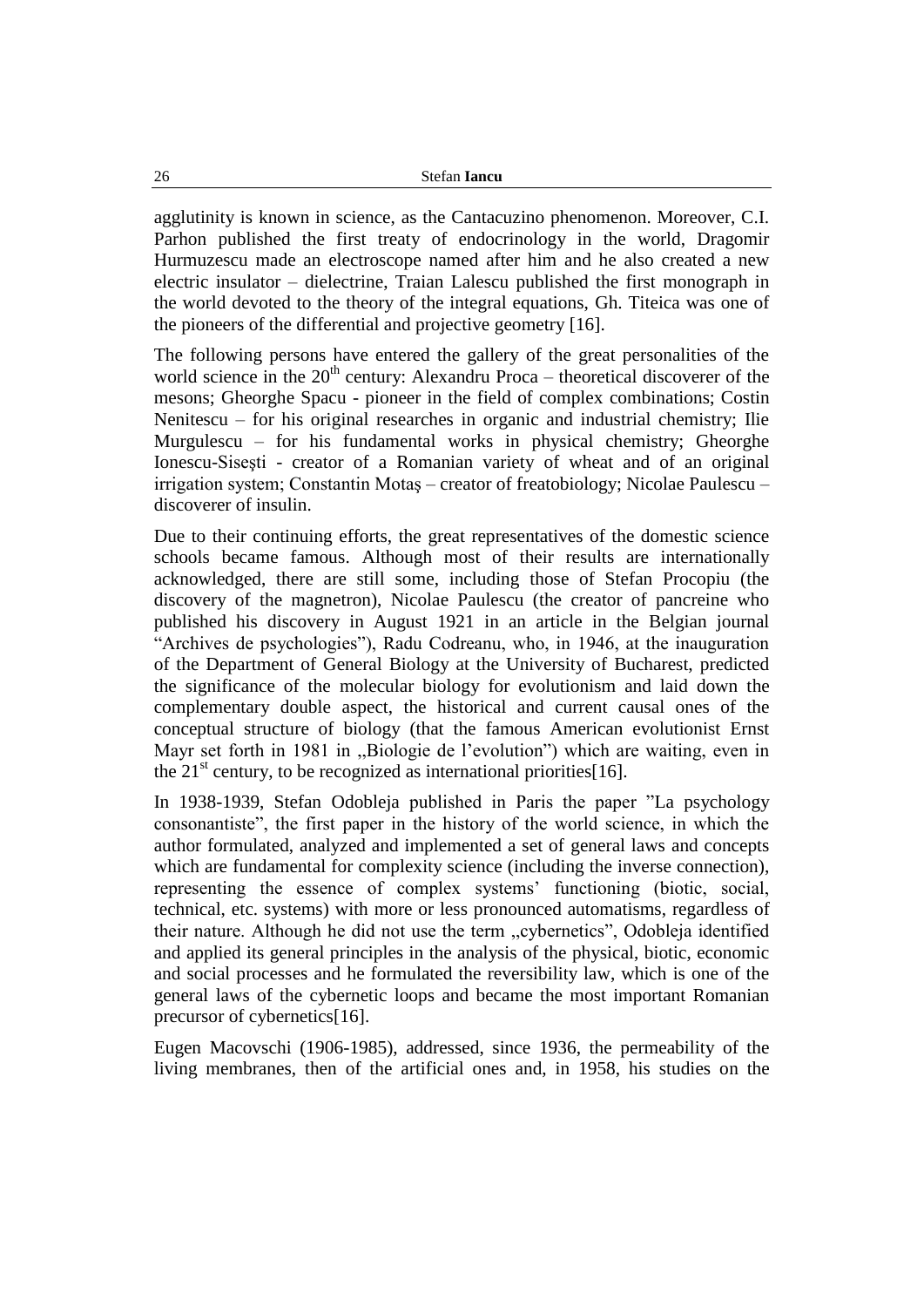agglutinity is known in science, as the Cantacuzino phenomenon. Moreover, C.I. Parhon published the first treaty of endocrinology in the world, Dragomir Hurmuzescu made an electroscope named after him and he also created a new electric insulator – dielectrine, Traian Lalescu published the first monograph in the world devoted to the theory of the integral equations, Gh. Titeica was one of the pioneers of the differential and projective geometry [16].

The following persons have entered the gallery of the great personalities of the world science in the 20th century: Alexandru Proca – theoretical discoverer of the mesons; Gheorghe Spacu - pioneer in the field of complex combinations; Costin Nenitescu – for his original researches in organic and industrial chemistry; Ilie Murgulescu – for his fundamental works in physical chemistry; Gheorghe Ionescu-Siseşti - creator of a Romanian variety of wheat and of an original irrigation system; Constantin Motaş – creator of freatobiology; Nicolae Paulescu – discoverer of insulin.

Due to their continuing efforts, the great representatives of the domestic science schools became famous. Although most of their results are internationally acknowledged, there are still some, including those of Stefan Procopiu (the discovery of the magnetron), Nicolae Paulescu (the creator of pancreine who published his discovery in August 1921 in an article in the Belgian journal "Archives de psychologies"), Radu Codreanu, who, in 1946, at the inauguration of the Department of General Biology at the University of Bucharest, predicted the significance of the molecular biology for evolutionism and laid down the complementary double aspect, the historical and current causal ones of the conceptual structure of biology (that the famous American evolutionist Ernst Mayr set forth in 1981 in „Biologie de l'evolution") which are waiting, even in the 21st century, to be recognized as international priorities[16].

In 1938-1939, Stefan Odobleja published in Paris the paper "La psychology consonantiste", the first paper in the history of the world science, in which the author formulated, analyzed and implemented a set of general laws and concepts which are fundamental for complexity science (including the inverse connection), representing the essence of complex systems' functioning (biotic, social, technical, etc. systems) with more or less pronounced automatisms, regardless of their nature. Although he did not use the term „cybernetics", Odobleja identified and applied its general principles in the analysis of the physical, biotic, economic and social processes and he formulated the reversibility law, which is one of the general laws of the cybernetic loops and became the most important Romanian precursor of cybernetics[16].

Eugen Macovschi (1906-1985), addressed, since 1936, the permeability of the living membranes, then of the artificial ones and, in 1958, his studies on the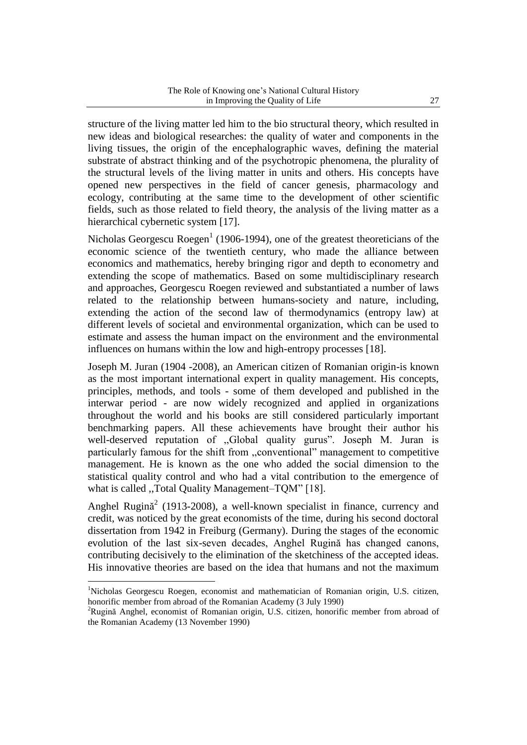structure of the living matter led him to the bio structural theory, which resulted in new ideas and biological researches: the quality of water and components in the living tissues, the origin of the encephalographic waves, defining the material substrate of abstract thinking and of the psychotropic phenomena, the plurality of the structural levels of the living matter in units and others. His concepts have opened new perspectives in the field of cancer genesis, pharmacology and ecology, contributing at the same time to the development of other scientific fields, such as those related to field theory, the analysis of the living matter as a hierarchical cybernetic system [17].

Nicholas Georgescu Roegen[1] (1906-1994), one of the greatest theoreticians of the economic science of the twentieth century, who made the alliance between economics and mathematics, hereby bringing rigor and depth to econometry and extending the scope of mathematics. Based on some multidisciplinary research and approaches, Georgescu Roegen reviewed and substantiated a number of laws related to the relationship between humans-society and nature, including, extending the action of the second law of thermodynamics (entropy law) at different levels of societal and environmental organization, which can be used to estimate and assess the human impact on the environment and the environmental influences on humans within the low and high-entropy processes [18].

Joseph M. Juran (1904 -2008), an American citizen of Romanian origin-is known as the most important international expert in quality management. His concepts, principles, methods, and tools - some of them developed and published in the interwar period - are now widely recognized and applied in organizations throughout the world and his books are still considered particularly important benchmarking papers. All these achievements have brought their author his well-deserved reputation of ,,Global quality gurus". Joseph M. Juran is particularly famous for the shift from ,,conventional" management to competitive management. He is known as the one who added the social dimension to the statistical quality control and who had a vital contribution to the emergence of what is called ,,Total Quality Management–TQM" [18].

Anghel Rugină[2] (1913-2008), a well-known specialist in finance, currency and credit, was noticed by the great economists of the time, during his second doctoral dissertation from 1942 in Freiburg (Germany). During the stages of the economic evolution of the last six-seven decades, Anghel Rugină has changed canons, contributing decisively to the elimination of the sketchiness of the accepted ideas. His innovative theories are based on the idea that humans and not the maximum

---

[1]Nicholas Georgescu Roegen, economist and mathematician of Romanian origin, U.S. citizen, honorific member from abroad of the Romanian Academy (3 July 1990)

[2]Rugină Anghel, economist of Romanian origin, U.S. citizen, honorific member from abroad of the Romanian Academy (13 November 1990)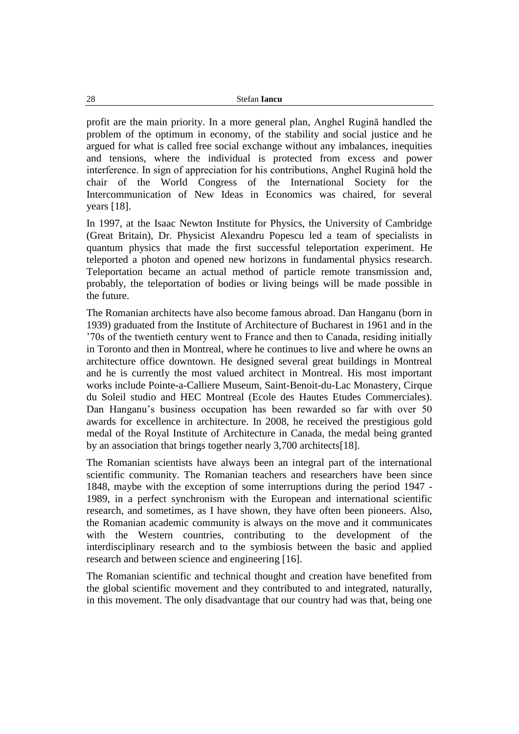profit are the main priority. In a more general plan, Anghel Rugină handled the problem of the optimum in economy, of the stability and social justice and he argued for what is called free social exchange without any imbalances, inequities and tensions, where the individual is protected from excess and power interference. In sign of appreciation for his contributions, Anghel Rugină hold the chair of the World Congress of the International Society for the Intercommunication of New Ideas in Economics was chaired, for several years [18].

In 1997, at the Isaac Newton Institute for Physics, the University of Cambridge (Great Britain), Dr. Physicist Alexandru Popescu led a team of specialists in quantum physics that made the first successful teleportation experiment. He teleported a photon and opened new horizons in fundamental physics research. Teleportation became an actual method of particle remote transmission and, probably, the teleportation of bodies or living beings will be made possible in the future.

The Romanian architects have also become famous abroad. Dan Hanganu (born in 1939) graduated from the Institute of Architecture of Bucharest in 1961 and in the '70s of the twentieth century went to France and then to Canada, residing initially in Toronto and then in Montreal, where he continues to live and where he owns an architecture office downtown. He designed several great buildings in Montreal and he is currently the most valued architect in Montreal. His most important works include Pointe-a-Calliere Museum, Saint-Benoit-du-Lac Monastery, Cirque du Soleil studio and HEC Montreal (Ecole des Hautes Etudes Commerciales). Dan Hanganu's business occupation has been rewarded so far with over 50 awards for excellence in architecture. In 2008, he received the prestigious gold medal of the Royal Institute of Architecture in Canada, the medal being granted by an association that brings together nearly 3,700 architects[18].

The Romanian scientists have always been an integral part of the international scientific community. The Romanian teachers and researchers have been since 1848, maybe with the exception of some interruptions during the period 1947 - 1989, in a perfect synchronism with the European and international scientific research, and sometimes, as I have shown, they have often been pioneers. Also, the Romanian academic community is always on the move and it communicates with the Western countries, contributing to the development of the interdisciplinary research and to the symbiosis between the basic and applied research and between science and engineering [16].

The Romanian scientific and technical thought and creation have benefited from the global scientific movement and they contributed to and integrated, naturally, in this movement. The only disadvantage that our country had was that, being one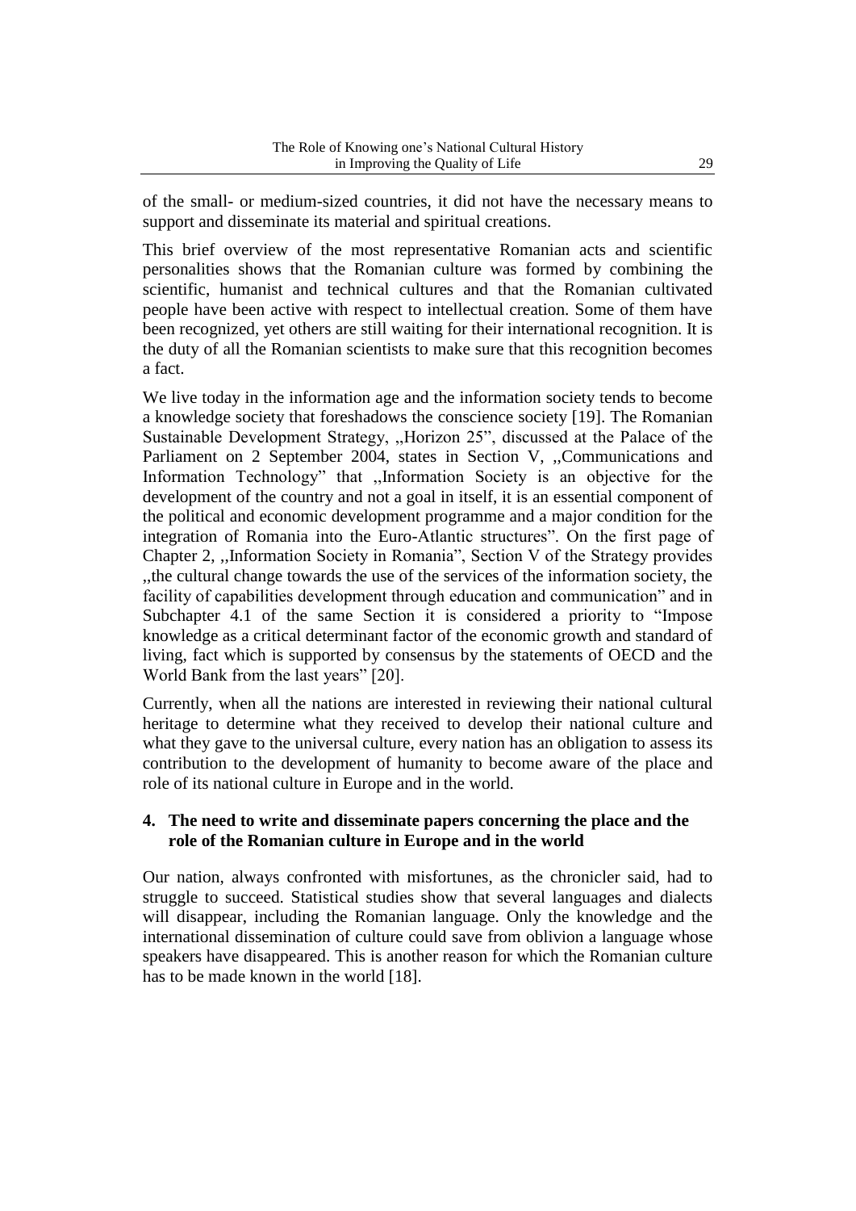of the small- or medium-sized countries, it did not have the necessary means to support and disseminate its material and spiritual creations.

This brief overview of the most representative Romanian acts and scientific personalities shows that the Romanian culture was formed by combining the scientific, humanist and technical cultures and that the Romanian cultivated people have been active with respect to intellectual creation. Some of them have been recognized, yet others are still waiting for their international recognition. It is the duty of all the Romanian scientists to make sure that this recognition becomes a fact.

We live today in the information age and the information society tends to become a knowledge society that foreshadows the conscience society [19]. The Romanian Sustainable Development Strategy, ,,Horizon 25", discussed at the Palace of the Parliament on 2 September 2004, states in Section V, ,,Communications and Information Technology" that ,,Information Society is an objective for the development of the country and not a goal in itself, it is an essential component of the political and economic development programme and a major condition for the integration of Romania into the Euro-Atlantic structures". On the first page of Chapter 2, ,,Information Society in Romania", Section V of the Strategy provides ,,the cultural change towards the use of the services of the information society, the facility of capabilities development through education and communication" and in Subchapter 4.1 of the same Section it is considered a priority to "Impose knowledge as a critical determinant factor of the economic growth and standard of living, fact which is supported by consensus by the statements of OECD and the World Bank from the last years" [20].

Currently, when all the nations are interested in reviewing their national cultural heritage to determine what they received to develop their national culture and what they gave to the universal culture, every nation has an obligation to assess its contribution to the development of humanity to become aware of the place and role of its national culture in Europe and in the world.

## 4. The need to write and disseminate papers concerning the place and the role of the Romanian culture in Europe and in the world

Our nation, always confronted with misfortunes, as the chronicler said, had to struggle to succeed. Statistical studies show that several languages and dialects will disappear, including the Romanian language. Only the knowledge and the international dissemination of culture could save from oblivion a language whose speakers have disappeared. This is another reason for which the Romanian culture has to be made known in the world [18].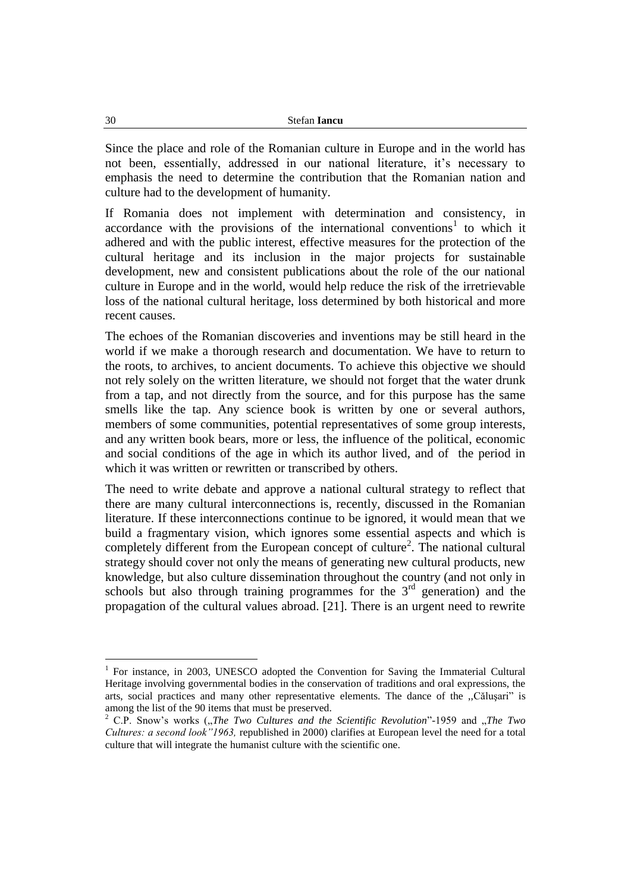Since the place and role of the Romanian culture in Europe and in the world has not been, essentially, addressed in our national literature, it's necessary to emphasis the need to determine the contribution that the Romanian nation and culture had to the development of humanity.

If Romania does not implement with determination and consistency, in accordance with the provisions of the international conventions[1] to which it adhered and with the public interest, effective measures for the protection of the cultural heritage and its inclusion in the major projects for sustainable development, new and consistent publications about the role of the our national culture in Europe and in the world, would help reduce the risk of the irretrievable loss of the national cultural heritage, loss determined by both historical and more recent causes.

The echoes of the Romanian discoveries and inventions may be still heard in the world if we make a thorough research and documentation. We have to return to the roots, to archives, to ancient documents. To achieve this objective we should not rely solely on the written literature, we should not forget that the water drunk from a tap, and not directly from the source, and for this purpose has the same smells like the tap. Any science book is written by one or several authors, members of some communities, potential representatives of some group interests, and any written book bears, more or less, the influence of the political, economic and social conditions of the age in which its author lived, and of the period in which it was written or rewritten or transcribed by others.

The need to write debate and approve a national cultural strategy to reflect that there are many cultural interconnections is, recently, discussed in the Romanian literature. If these interconnections continue to be ignored, it would mean that we build a fragmentary vision, which ignores some essential aspects and which is completely different from the European concept of culture[2]. The national cultural strategy should cover not only the means of generating new cultural products, new knowledge, but also culture dissemination throughout the country (and not only in schools but also through training programmes for the 3rd generation) and the propagation of the cultural values abroad. [21]. There is an urgent need to rewrite

---

[1] For instance, in 2003, UNESCO adopted the Convention for Saving the Immaterial Cultural Heritage involving governmental bodies in the conservation of traditions and oral expressions, the arts, social practices and many other representative elements. The dance of the ,,Călușari" is among the list of the 90 items that must be preserved.

[2] C.P. Snow's works („*The Two Cultures and the Scientific Revolution*"-1959 and „*The Two Cultures: a second look"1963,* republished in 2000) clarifies at European level the need for a total culture that will integrate the humanist culture with the scientific one.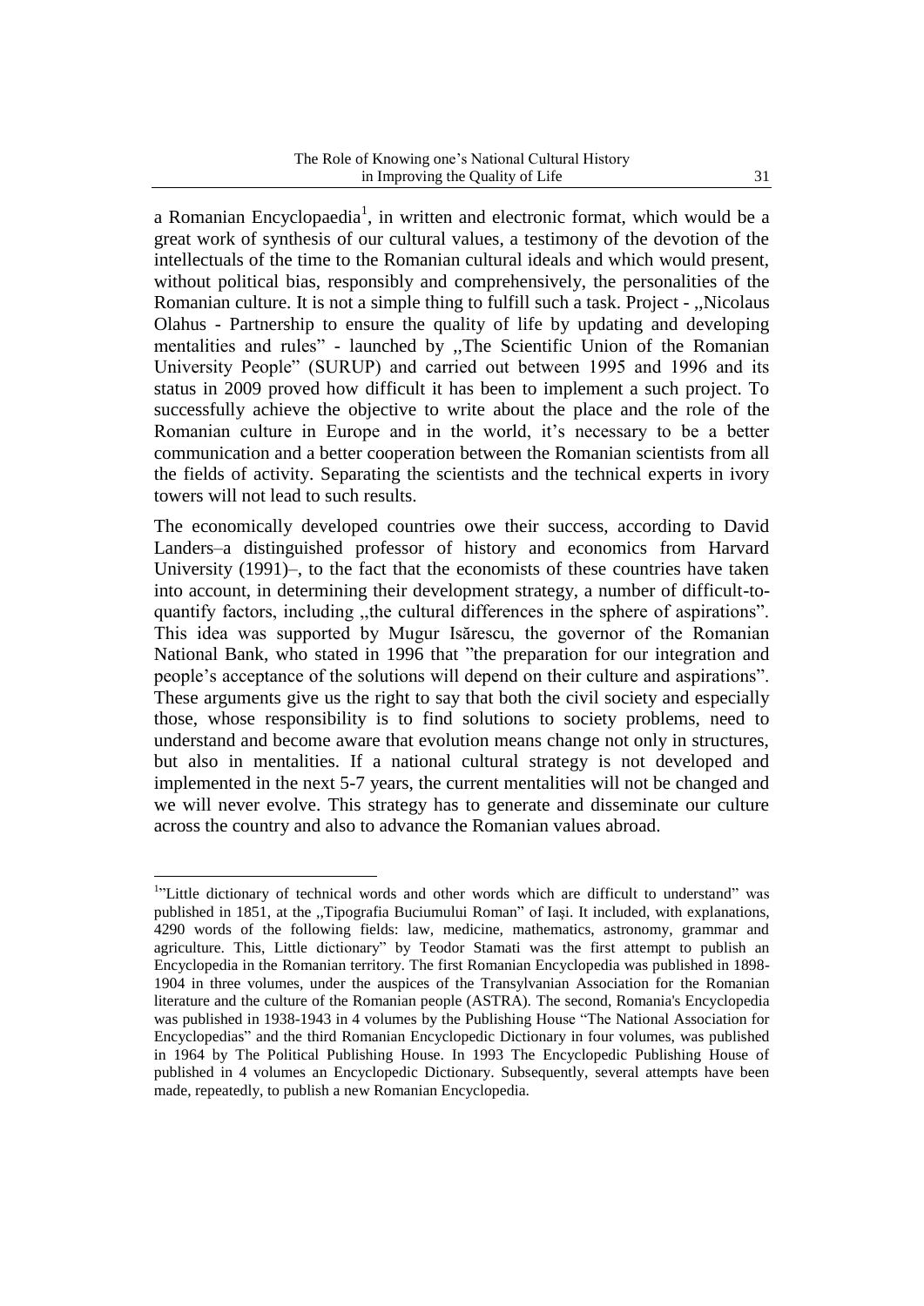a Romanian Encyclopaedia[1], in written and electronic format, which would be a great work of synthesis of our cultural values, a testimony of the devotion of the intellectuals of the time to the Romanian cultural ideals and which would present, without political bias, responsibly and comprehensively, the personalities of the Romanian culture. It is not a simple thing to fulfill such a task. Project - ,,Nicolaus Olahus - Partnership to ensure the quality of life by updating and developing mentalities and rules" - launched by ,,The Scientific Union of the Romanian University People" (SURUP) and carried out between 1995 and 1996 and its status in 2009 proved how difficult it has been to implement a such project. To successfully achieve the objective to write about the place and the role of the Romanian culture in Europe and in the world, it's necessary to be a better communication and a better cooperation between the Romanian scientists from all the fields of activity. Separating the scientists and the technical experts in ivory towers will not lead to such results.

The economically developed countries owe their success, according to David Landers–a distinguished professor of history and economics from Harvard University (1991)–, to the fact that the economists of these countries have taken into account, in determining their development strategy, a number of difficult-to-quantify factors, including ,,the cultural differences in the sphere of aspirations". This idea was supported by Mugur Isărescu, the governor of the Romanian National Bank, who stated in 1996 that "the preparation for our integration and people's acceptance of the solutions will depend on their culture and aspirations". These arguments give us the right to say that both the civil society and especially those, whose responsibility is to find solutions to society problems, need to understand and become aware that evolution means change not only in structures, but also in mentalities. If a national cultural strategy is not developed and implemented in the next 5-7 years, the current mentalities will not be changed and we will never evolve. This strategy has to generate and disseminate our culture across the country and also to advance the Romanian values abroad.

---

[1] "Little dictionary of technical words and other words which are difficult to understand" was published in 1851, at the ,,Tipografia Buciumului Roman" of Iaşi. It included, with explanations, 4290 words of the following fields: law, medicine, mathematics, astronomy, grammar and agriculture. This, Little dictionary" by Teodor Stamati was the first attempt to publish an Encyclopedia in the Romanian territory. The first Romanian Encyclopedia was published in 1898-1904 in three volumes, under the auspices of the Transylvanian Association for the Romanian literature and the culture of the Romanian people (ASTRA). The second, Romania's Encyclopedia was published in 1938-1943 in 4 volumes by the Publishing House "The National Association for Encyclopedias" and the third Romanian Encyclopedic Dictionary in four volumes, was published in 1964 by The Political Publishing House. In 1993 The Encyclopedic Publishing House of published in 4 volumes an Encyclopedic Dictionary. Subsequently, several attempts have been made, repeatedly, to publish a new Romanian Encyclopedia.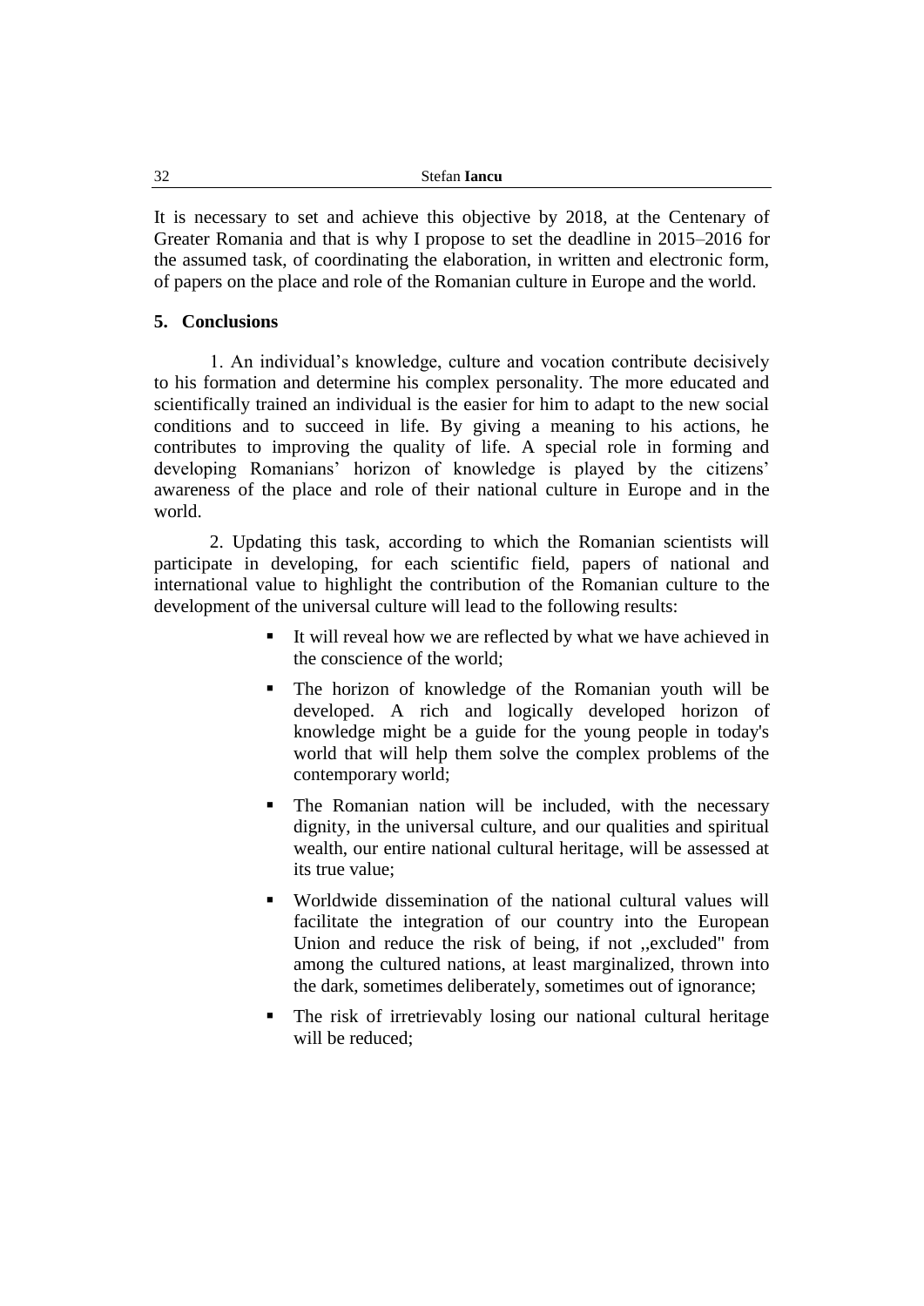It is necessary to set and achieve this objective by 2018, at the Centenary of Greater Romania and that is why I propose to set the deadline in 2015–2016 for the assumed task, of coordinating the elaboration, in written and electronic form, of papers on the place and role of the Romanian culture in Europe and the world.

## 5. Conclusions

1. An individual's knowledge, culture and vocation contribute decisively to his formation and determine his complex personality. The more educated and scientifically trained an individual is the easier for him to adapt to the new social conditions and to succeed in life. By giving a meaning to his actions, he contributes to improving the quality of life. A special role in forming and developing Romanians' horizon of knowledge is played by the citizens' awareness of the place and role of their national culture in Europe and in the world.

2. Updating this task, according to which the Romanian scientists will participate in developing, for each scientific field, papers of national and international value to highlight the contribution of the Romanian culture to the development of the universal culture will lead to the following results:

- It will reveal how we are reflected by what we have achieved in the conscience of the world;
- The horizon of knowledge of the Romanian youth will be developed. A rich and logically developed horizon of knowledge might be a guide for the young people in today's world that will help them solve the complex problems of the contemporary world;
- The Romanian nation will be included, with the necessary dignity, in the universal culture, and our qualities and spiritual wealth, our entire national cultural heritage, will be assessed at its true value;
- Worldwide dissemination of the national cultural values will facilitate the integration of our country into the European Union and reduce the risk of being, if not ,,excluded" from among the cultured nations, at least marginalized, thrown into the dark, sometimes deliberately, sometimes out of ignorance;
- The risk of irretrievably losing our national cultural heritage will be reduced;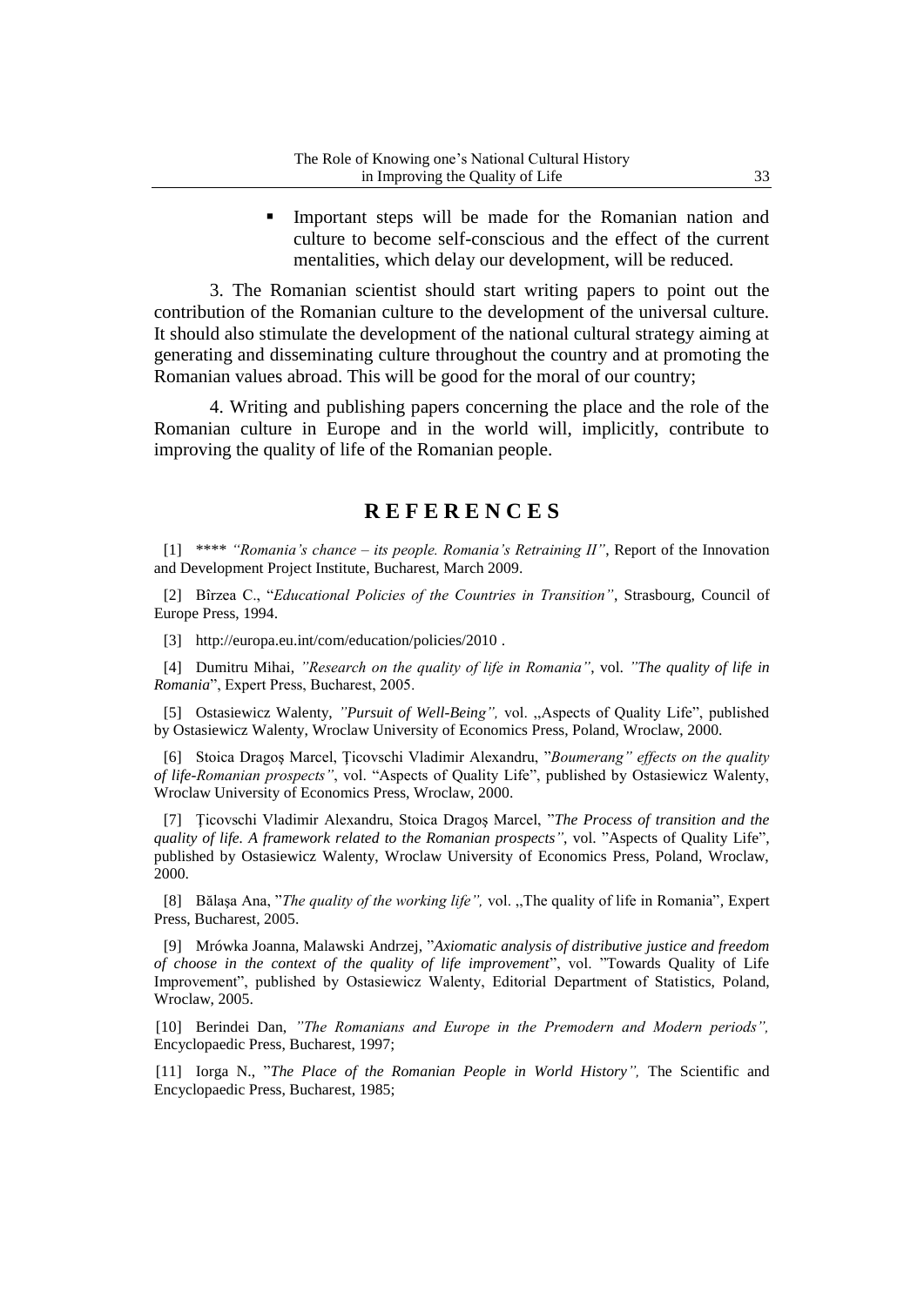- Important steps will be made for the Romanian nation and culture to become self-conscious and the effect of the current mentalities, which delay our development, will be reduced.

3. The Romanian scientist should start writing papers to point out the contribution of the Romanian culture to the development of the universal culture. It should also stimulate the development of the national cultural strategy aiming at generating and disseminating culture throughout the country and at promoting the Romanian values abroad. This will be good for the moral of our country;

4. Writing and publishing papers concerning the place and the role of the Romanian culture in Europe and in the world will, implicitly, contribute to improving the quality of life of the Romanian people.

## R E F E R E N C E S

[1] **** *"Romania's chance – its people. Romania's Retraining II"*, Report of the Innovation and Development Project Institute, Bucharest, March 2009.

[2] Bîrzea C., "*Educational Policies of the Countries in Transition"*, Strasbourg, Council of Europe Press, 1994.

[3] http://europa.eu.int/com/education/policies/2010 .

[4] Dumitru Mihai, *"Research on the quality of life in Romania"*, vol. *"The quality of life in Romania*", Expert Press, Bucharest, 2005.

[5] Ostasiewicz Walenty, *"Pursuit of Well-Being",* vol. ,,Aspects of Quality Life", published by Ostasiewicz Walenty, Wroclaw University of Economics Press, Poland, Wroclaw, 2000.

[6] Stoica Dragoş Marcel, Ţicovschi Vladimir Alexandru, "*Boumerang" effects on the quality of life-Romanian prospects"*, vol. "Aspects of Quality Life", published by Ostasiewicz Walenty, Wroclaw University of Economics Press, Wroclaw, 2000.

[7] Ţicovschi Vladimir Alexandru, Stoica Dragoş Marcel, "*The Process of transition and the quality of life. A framework related to the Romanian prospects"*, vol. "Aspects of Quality Life", published by Ostasiewicz Walenty, Wroclaw University of Economics Press, Poland, Wroclaw, 2000.

[8] Bălaşa Ana, "*The quality of the working life",* vol. ,,The quality of life in Romania", Expert Press, Bucharest, 2005.

[9] Mrówka Joanna, Malawski Andrzej, "*Axiomatic analysis of distributive justice and freedom of choose in the context of the quality of life improvement*", vol. "Towards Quality of Life Improvement", published by Ostasiewicz Walenty, Editorial Department of Statistics, Poland, Wroclaw, 2005.

[10] Berindei Dan, *"The Romanians and Europe in the Premodern and Modern periods",* Encyclopaedic Press, Bucharest, 1997;

[11] Iorga N., "*The Place of the Romanian People in World History",* The Scientific and Encyclopaedic Press, Bucharest, 1985;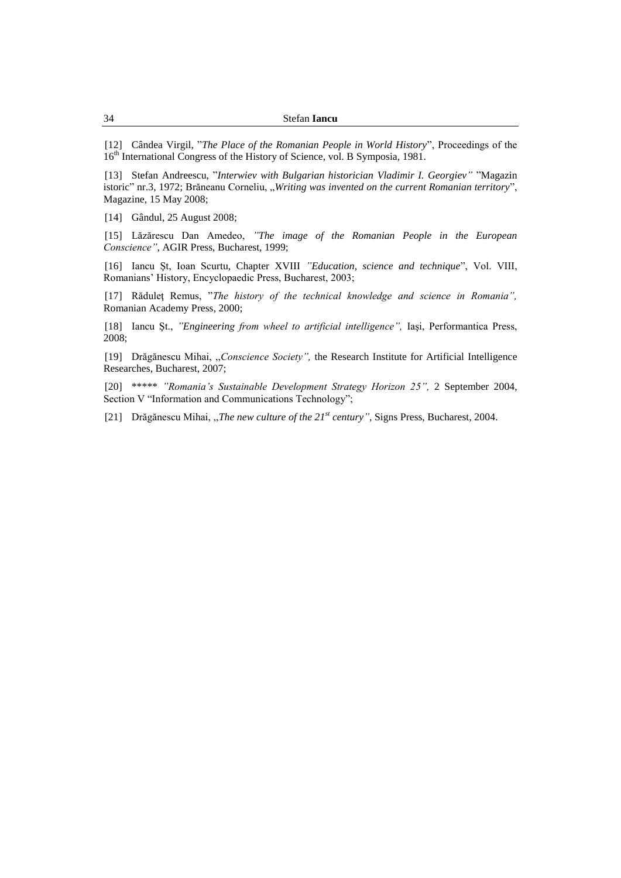[12] Cândea Virgil, "*The Place of the Romanian People in World History*", Proceedings of the 16th International Congress of the History of Science, vol. B Symposia, 1981.

[13] Stefan Andreescu, "*Interwiev with Bulgarian historician Vladimir I. Georgiev*" "Magazin istoric" nr.3, 1972; Brăneanu Corneliu, „*Writing was invented on the current Romanian territory*", Magazine, 15 May 2008;

[14] Gândul, 25 August 2008;

[15] Lăzărescu Dan Amedeo, *"The image of the Romanian People in the European Conscience"*, AGIR Press, Bucharest, 1999;

[16] Iancu Șt, Ioan Scurtu, Chapter XVIII *"Education, science and technique*", Vol. VIII, Romanians' History, Encyclopaedic Press, Bucharest, 2003;

[17] Răduleţ Remus, "*The history of the technical knowledge and science in Romania",* Romanian Academy Press, 2000;

[18] Iancu Șt., *"Engineering from wheel to artificial intelligence",* Iaşi, Performantica Press, 2008;

[19] Drăgănescu Mihai, „*Conscience Society",* the Research Institute for Artificial Intelligence Researches, Bucharest, 2007;

[20] ***** *"Romania's Sustainable Development Strategy Horizon 25",* 2 September 2004, Section V "Information and Communications Technology";

[21] Drăgănescu Mihai, „*The new culture of the 21st century"*, Signs Press, Bucharest, 2004.